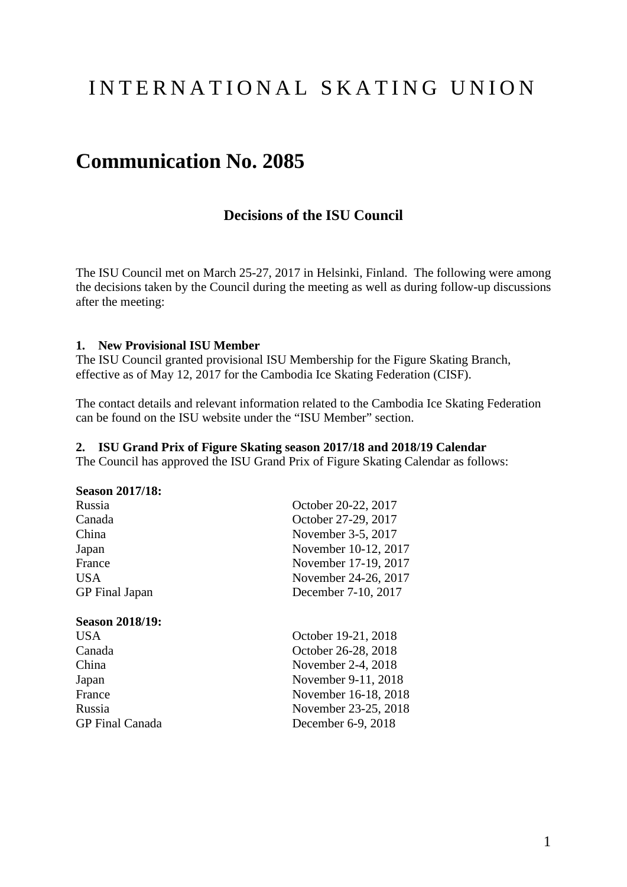# INTERNATIONAL SKATING UNION

# Communication No. 2085

## Decisions of the ISU Council

The ISU Council met on March 25-27, 2017 in Helsinki, Finland. The following were among the decisions taken by the Council during the meeting as well as during follow-up discussions after the meeting:

### 1. New Provisional ISU Member

The ISU Council granted provisional ISU Membership for the Figure Skating Branch, effective as of May 12, 2017 for the Cambodia Ice Skating Federation (CISF).

The contact details and relevant information related to the Cambodia Ice Skating Federation can be found on the ISU website under the "ISU Member" section.

### 2. ISU Grand Prix of Figure Skating season 2017/18 and 2018/19 Calendar

The Council has approved the ISU Grand Prix of Figure Skating Calendar as follows:

**Season 2017/18:**

| | |
|---|---|
| Russia | October 20-22, 2017 |
| Canada | October 27-29, 2017 |
| China | November 3-5, 2017 |
| Japan | November 10-12, 2017 |
| France | November 17-19, 2017 |
| USA | November 24-26, 2017 |
| GP Final Japan | December 7-10, 2017 |

**Season 2018/19:**

| | |
|---|---|
| USA | October 19-21, 2018 |
| Canada | October 26-28, 2018 |
| China | November 2-4, 2018 |
| Japan | November 9-11, 2018 |
| France | November 16-18, 2018 |
| Russia | November 23-25, 2018 |
| GP Final Canada | December 6-9, 2018 |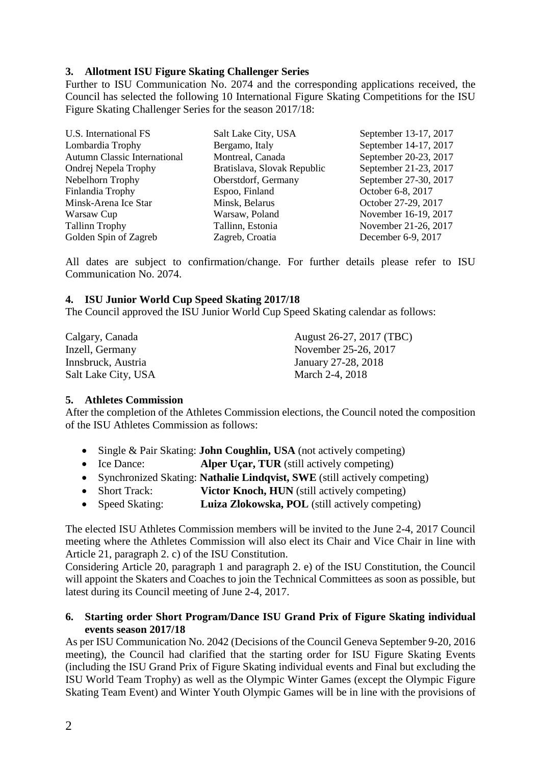### 3. Allotment ISU Figure Skating Challenger Series

Further to ISU Communication No. 2074 and the corresponding applications received, the Council has selected the following 10 International Figure Skating Competitions for the ISU Figure Skating Challenger Series for the season 2017/18:

| | | |
|---|---|---|
| U.S. International FS | Salt Lake City, USA | September 13-17, 2017 |
| Lombardia Trophy | Bergamo, Italy | September 14-17, 2017 |
| Autumn Classic International | Montreal, Canada | September 20-23, 2017 |
| Ondrej Nepela Trophy | Bratislava, Slovak Republic | September 21-23, 2017 |
| Nebelhorn Trophy | Oberstdorf, Germany | September 27-30, 2017 |
| Finlandia Trophy | Espoo, Finland | October 6-8, 2017 |
| Minsk-Arena Ice Star | Minsk, Belarus | October 27-29, 2017 |
| Warsaw Cup | Warsaw, Poland | November 16-19, 2017 |
| Tallinn Trophy | Tallinn, Estonia | November 21-26, 2017 |
| Golden Spin of Zagreb | Zagreb, Croatia | December 6-9, 2017 |

All dates are subject to confirmation/change. For further details please refer to ISU Communication No. 2074.

### 4. ISU Junior World Cup Speed Skating 2017/18

The Council approved the ISU Junior World Cup Speed Skating calendar as follows:

| | |
|---|---|
| Calgary, Canada | August 26-27, 2017 (TBC) |
| Inzell, Germany | November 25-26, 2017 |
| Innsbruck, Austria | January 27-28, 2018 |
| Salt Lake City, USA | March 2-4, 2018 |

### 5. Athletes Commission

After the completion of the Athletes Commission elections, the Council noted the composition of the ISU Athletes Commission as follows:

- Single & Pair Skating: **John Coughlin, USA** (not actively competing)
- Ice Dance: **Alper Uçar, TUR** (still actively competing)
- Synchronized Skating: **Nathalie Lindqvist, SWE** (still actively competing)
- Short Track: **Victor Knoch, HUN** (still actively competing)
- Speed Skating: **Luiza Zlokowska, POL** (still actively competing)

The elected ISU Athletes Commission members will be invited to the June 2-4, 2017 Council meeting where the Athletes Commission will also elect its Chair and Vice Chair in line with Article 21, paragraph 2. c) of the ISU Constitution.

Considering Article 20, paragraph 1 and paragraph 2. e) of the ISU Constitution, the Council will appoint the Skaters and Coaches to join the Technical Committees as soon as possible, but latest during its Council meeting of June 2-4, 2017.

### 6. Starting order Short Program/Dance ISU Grand Prix of Figure Skating individual events season 2017/18

As per ISU Communication No. 2042 (Decisions of the Council Geneva September 9-20, 2016 meeting), the Council had clarified that the starting order for ISU Figure Skating Events (including the ISU Grand Prix of Figure Skating individual events and Final but excluding the ISU World Team Trophy) as well as the Olympic Winter Games (except the Olympic Figure Skating Team Event) and Winter Youth Olympic Games will be in line with the provisions of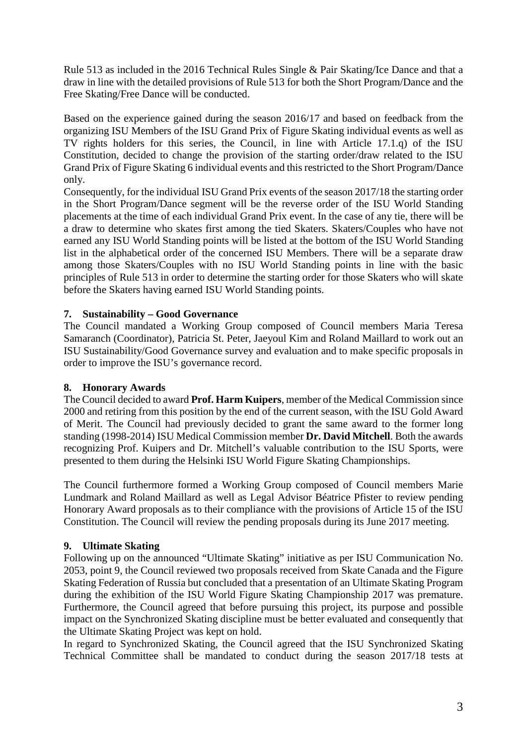Rule 513 as included in the 2016 Technical Rules Single & Pair Skating/Ice Dance and that a draw in line with the detailed provisions of Rule 513 for both the Short Program/Dance and the Free Skating/Free Dance will be conducted.

Based on the experience gained during the season 2016/17 and based on feedback from the organizing ISU Members of the ISU Grand Prix of Figure Skating individual events as well as TV rights holders for this series, the Council, in line with Article 17.1.q) of the ISU Constitution, decided to change the provision of the starting order/draw related to the ISU Grand Prix of Figure Skating 6 individual events and this restricted to the Short Program/Dance only.

Consequently, for the individual ISU Grand Prix events of the season 2017/18 the starting order in the Short Program/Dance segment will be the reverse order of the ISU World Standing placements at the time of each individual Grand Prix event. In the case of any tie, there will be a draw to determine who skates first among the tied Skaters. Skaters/Couples who have not earned any ISU World Standing points will be listed at the bottom of the ISU World Standing list in the alphabetical order of the concerned ISU Members. There will be a separate draw among those Skaters/Couples with no ISU World Standing points in line with the basic principles of Rule 513 in order to determine the starting order for those Skaters who will skate before the Skaters having earned ISU World Standing points.

### 7. Sustainability – Good Governance

The Council mandated a Working Group composed of Council members Maria Teresa Samaranch (Coordinator), Patricia St. Peter, Jaeyoul Kim and Roland Maillard to work out an ISU Sustainability/Good Governance survey and evaluation and to make specific proposals in order to improve the ISU's governance record.

### 8. Honorary Awards

The Council decided to award **Prof. Harm Kuipers**, member of the Medical Commission since 2000 and retiring from this position by the end of the current season, with the ISU Gold Award of Merit. The Council had previously decided to grant the same award to the former long standing (1998-2014) ISU Medical Commission member **Dr. David Mitchell**. Both the awards recognizing Prof. Kuipers and Dr. Mitchell's valuable contribution to the ISU Sports, were presented to them during the Helsinki ISU World Figure Skating Championships.

The Council furthermore formed a Working Group composed of Council members Marie Lundmark and Roland Maillard as well as Legal Advisor Béatrice Pfister to review pending Honorary Award proposals as to their compliance with the provisions of Article 15 of the ISU Constitution. The Council will review the pending proposals during its June 2017 meeting.

### 9. Ultimate Skating

Following up on the announced "Ultimate Skating" initiative as per ISU Communication No. 2053, point 9, the Council reviewed two proposals received from Skate Canada and the Figure Skating Federation of Russia but concluded that a presentation of an Ultimate Skating Program during the exhibition of the ISU World Figure Skating Championship 2017 was premature. Furthermore, the Council agreed that before pursuing this project, its purpose and possible impact on the Synchronized Skating discipline must be better evaluated and consequently that the Ultimate Skating Project was kept on hold.

In regard to Synchronized Skating, the Council agreed that the ISU Synchronized Skating Technical Committee shall be mandated to conduct during the season 2017/18 tests at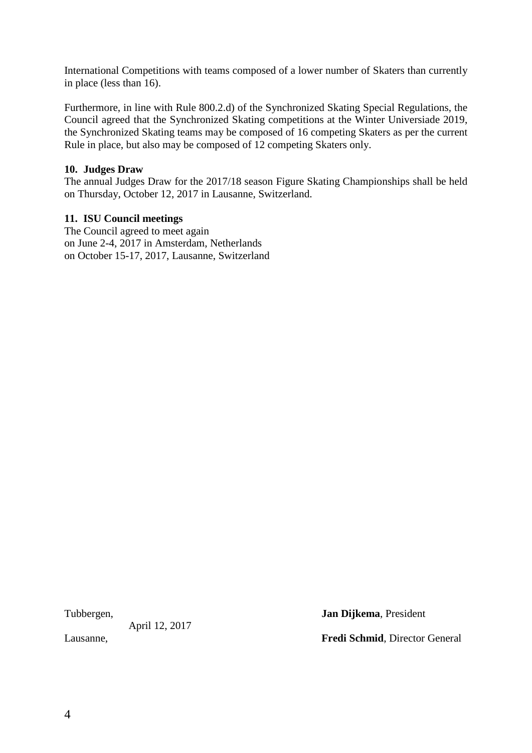International Competitions with teams composed of a lower number of Skaters than currently in place (less than 16).

Furthermore, in line with Rule 800.2.d) of the Synchronized Skating Special Regulations, the Council agreed that the Synchronized Skating competitions at the Winter Universiade 2019, the Synchronized Skating teams may be composed of 16 competing Skaters as per the current Rule in place, but also may be composed of 12 competing Skaters only.

**10. Judges Draw**

The annual Judges Draw for the 2017/18 season Figure Skating Championships shall be held on Thursday, October 12, 2017 in Lausanne, Switzerland.

**11. ISU Council meetings**

The Council agreed to meet again
on June 2-4, 2017 in Amsterdam, Netherlands
on October 15-17, 2017, Lausanne, Switzerland

Tubbergen,
April 12, 2017
Lausanne,

**Jan Dijkema**, President

**Fredi Schmid**, Director General